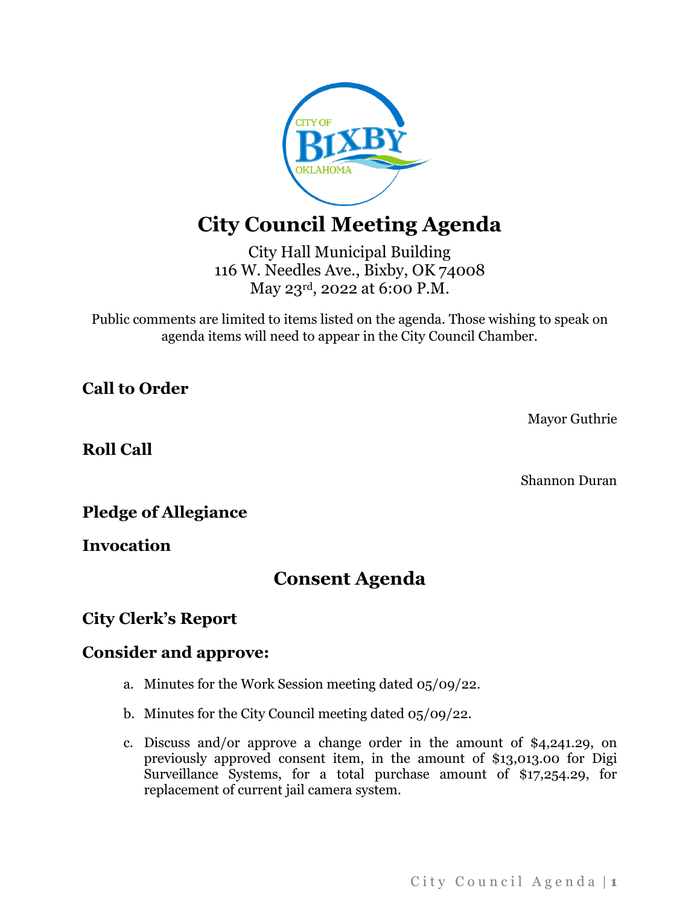# City Council Meeting Agenda

City Hall Municipal Building
116 W. Needles Ave., Bixby, OK 74008
May 23rd, 2022 at 6:00 P.M.

Public comments are limited to items listed on the agenda. Those wishing to speak on agenda items will need to appear in the City Council Chamber.

## Call to Order

Mayor Guthrie

## Roll Call

Shannon Duran

## Pledge of Allegiance

## Invocation

# Consent Agenda

## City Clerk's Report

## Consider and approve:

a. Minutes for the Work Session meeting dated 05/09/22.

b. Minutes for the City Council meeting dated 05/09/22.

c. Discuss and/or approve a change order in the amount of $4,241.29, on previously approved consent item, in the amount of $13,013.00 for Digi Surveillance Systems, for a total purchase amount of $17,254.29, for replacement of current jail camera system.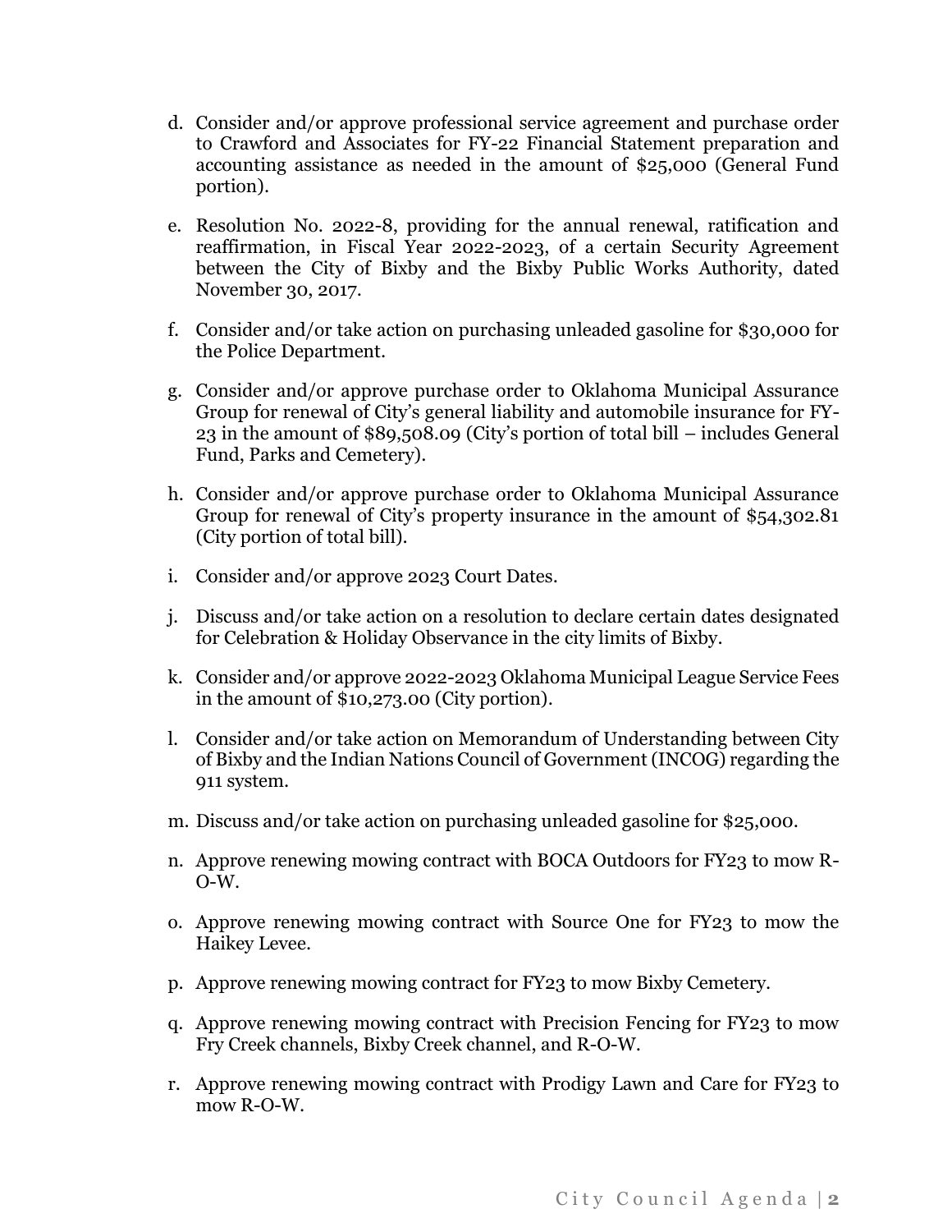d. Consider and/or approve professional service agreement and purchase order to Crawford and Associates for FY-22 Financial Statement preparation and accounting assistance as needed in the amount of $25,000 (General Fund portion).

e. Resolution No. 2022-8, providing for the annual renewal, ratification and reaffirmation, in Fiscal Year 2022-2023, of a certain Security Agreement between the City of Bixby and the Bixby Public Works Authority, dated November 30, 2017.

f. Consider and/or take action on purchasing unleaded gasoline for $30,000 for the Police Department.

g. Consider and/or approve purchase order to Oklahoma Municipal Assurance Group for renewal of City's general liability and automobile insurance for FY-23 in the amount of $89,508.09 (City's portion of total bill – includes General Fund, Parks and Cemetery).

h. Consider and/or approve purchase order to Oklahoma Municipal Assurance Group for renewal of City's property insurance in the amount of $54,302.81 (City portion of total bill).

i. Consider and/or approve 2023 Court Dates.

j. Discuss and/or take action on a resolution to declare certain dates designated for Celebration & Holiday Observance in the city limits of Bixby.

k. Consider and/or approve 2022-2023 Oklahoma Municipal League Service Fees in the amount of $10,273.00 (City portion).

l. Consider and/or take action on Memorandum of Understanding between City of Bixby and the Indian Nations Council of Government (INCOG) regarding the 911 system.

m. Discuss and/or take action on purchasing unleaded gasoline for $25,000.

n. Approve renewing mowing contract with BOCA Outdoors for FY23 to mow R-O-W.

o. Approve renewing mowing contract with Source One for FY23 to mow the Haikey Levee.

p. Approve renewing mowing contract for FY23 to mow Bixby Cemetery.

q. Approve renewing mowing contract with Precision Fencing for FY23 to mow Fry Creek channels, Bixby Creek channel, and R-O-W.

r. Approve renewing mowing contract with Prodigy Lawn and Care for FY23 to mow R-O-W.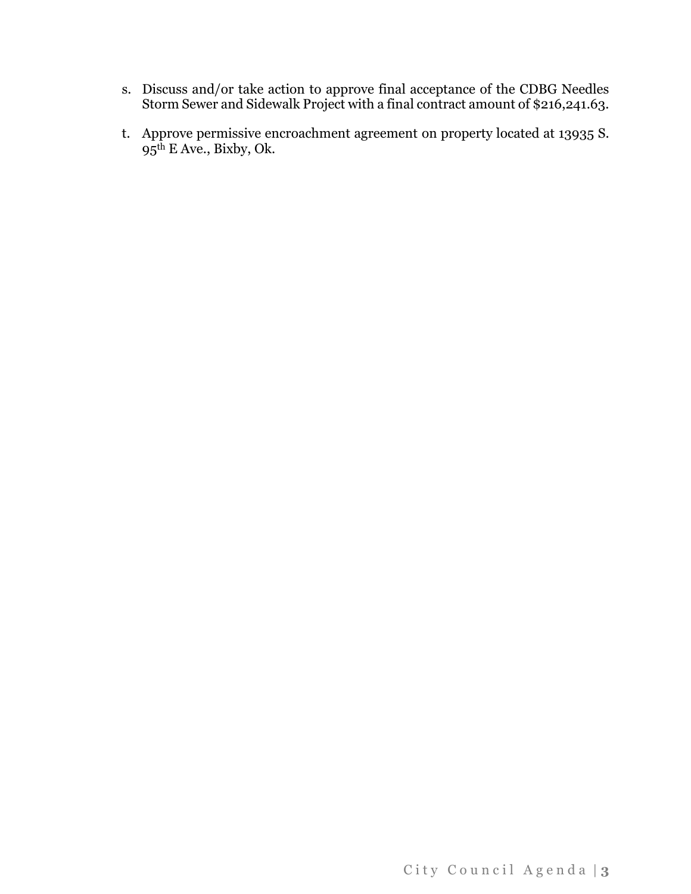s. Discuss and/or take action to approve final acceptance of the CDBG Needles Storm Sewer and Sidewalk Project with a final contract amount of $216,241.63.

t. Approve permissive encroachment agreement on property located at 13935 S. 95th E Ave., Bixby, Ok.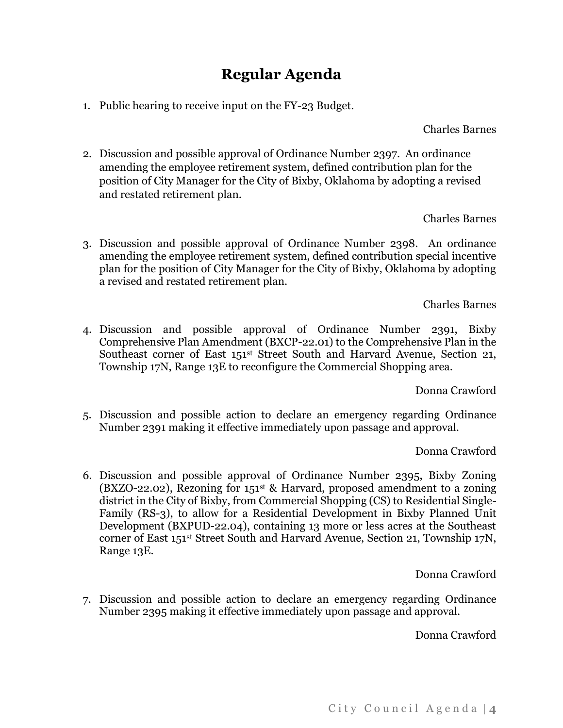# Regular Agenda

1. Public hearing to receive input on the FY-23 Budget.

   Charles Barnes

2. Discussion and possible approval of Ordinance Number 2397. An ordinance amending the employee retirement system, defined contribution plan for the position of City Manager for the City of Bixby, Oklahoma by adopting a revised and restated retirement plan.

   Charles Barnes

3. Discussion and possible approval of Ordinance Number 2398. An ordinance amending the employee retirement system, defined contribution special incentive plan for the position of City Manager for the City of Bixby, Oklahoma by adopting a revised and restated retirement plan.

   Charles Barnes

4. Discussion and possible approval of Ordinance Number 2391, Bixby Comprehensive Plan Amendment (BXCP-22.01) to the Comprehensive Plan in the Southeast corner of East 151st Street South and Harvard Avenue, Section 21, Township 17N, Range 13E to reconfigure the Commercial Shopping area.

   Donna Crawford

5. Discussion and possible action to declare an emergency regarding Ordinance Number 2391 making it effective immediately upon passage and approval.

   Donna Crawford

6. Discussion and possible approval of Ordinance Number 2395, Bixby Zoning (BXZO-22.02), Rezoning for 151st & Harvard, proposed amendment to a zoning district in the City of Bixby, from Commercial Shopping (CS) to Residential Single-Family (RS-3), to allow for a Residential Development in Bixby Planned Unit Development (BXPUD-22.04), containing 13 more or less acres at the Southeast corner of East 151st Street South and Harvard Avenue, Section 21, Township 17N, Range 13E.

   Donna Crawford

7. Discussion and possible action to declare an emergency regarding Ordinance Number 2395 making it effective immediately upon passage and approval.

   Donna Crawford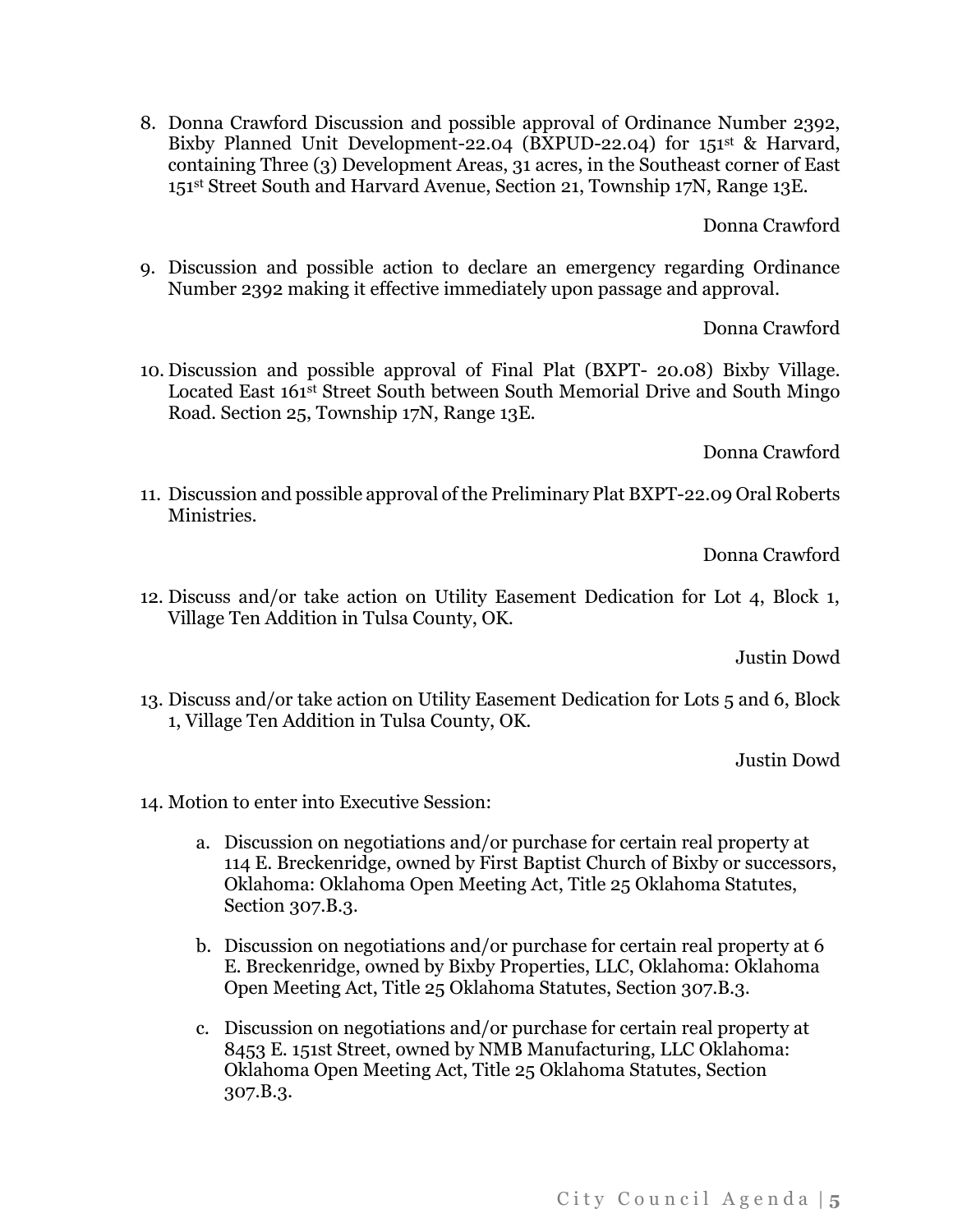8. Donna Crawford Discussion and possible approval of Ordinance Number 2392, Bixby Planned Unit Development-22.04 (BXPUD-22.04) for 151st & Harvard, containing Three (3) Development Areas, 31 acres, in the Southeast corner of East 151st Street South and Harvard Avenue, Section 21, Township 17N, Range 13E.

   Donna Crawford

9. Discussion and possible action to declare an emergency regarding Ordinance Number 2392 making it effective immediately upon passage and approval.

   Donna Crawford

10. Discussion and possible approval of Final Plat (BXPT- 20.08) Bixby Village. Located East 161st Street South between South Memorial Drive and South Mingo Road. Section 25, Township 17N, Range 13E.

    Donna Crawford

11. Discussion and possible approval of the Preliminary Plat BXPT-22.09 Oral Roberts Ministries.

    Donna Crawford

12. Discuss and/or take action on Utility Easement Dedication for Lot 4, Block 1, Village Ten Addition in Tulsa County, OK.

    Justin Dowd

13. Discuss and/or take action on Utility Easement Dedication for Lots 5 and 6, Block 1, Village Ten Addition in Tulsa County, OK.

    Justin Dowd

14. Motion to enter into Executive Session:

    a. Discussion on negotiations and/or purchase for certain real property at 114 E. Breckenridge, owned by First Baptist Church of Bixby or successors, Oklahoma: Oklahoma Open Meeting Act, Title 25 Oklahoma Statutes, Section 307.B.3.

    b. Discussion on negotiations and/or purchase for certain real property at 6 E. Breckenridge, owned by Bixby Properties, LLC, Oklahoma: Oklahoma Open Meeting Act, Title 25 Oklahoma Statutes, Section 307.B.3.

    c. Discussion on negotiations and/or purchase for certain real property at 8453 E. 151st Street, owned by NMB Manufacturing, LLC Oklahoma: Oklahoma Open Meeting Act, Title 25 Oklahoma Statutes, Section 307.B.3.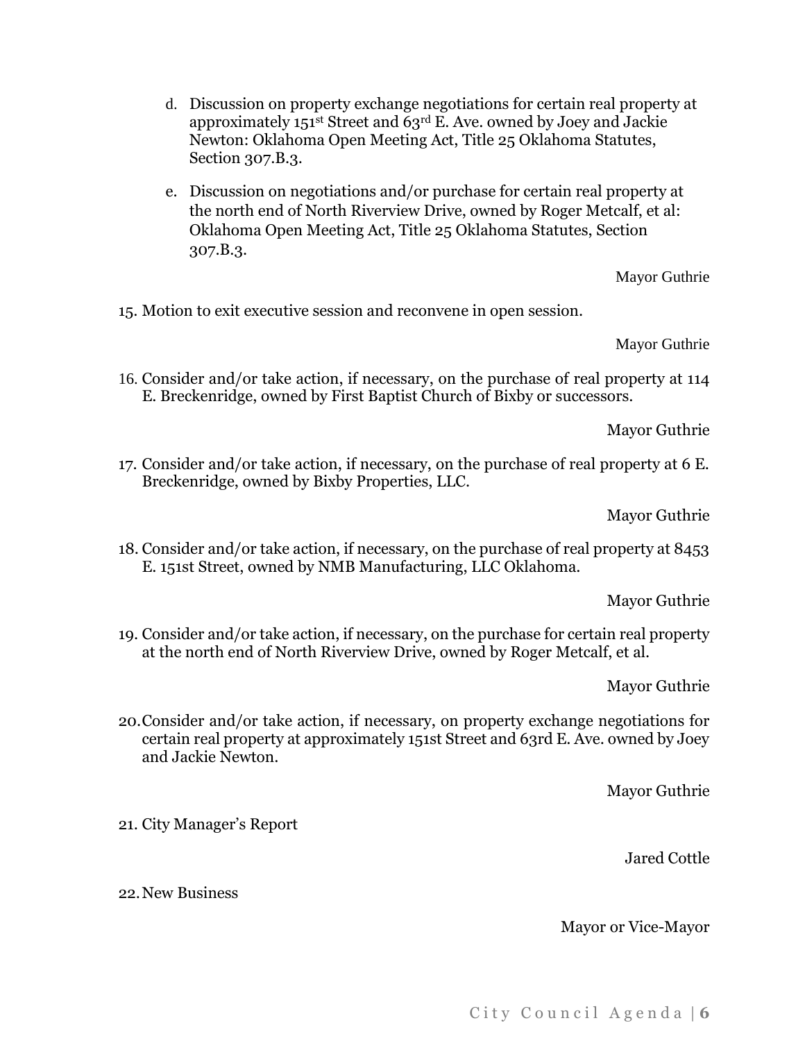d. Discussion on property exchange negotiations for certain real property at approximately 151st Street and 63rd E. Ave. owned by Joey and Jackie Newton: Oklahoma Open Meeting Act, Title 25 Oklahoma Statutes, Section 307.B.3.

e. Discussion on negotiations and/or purchase for certain real property at the north end of North Riverview Drive, owned by Roger Metcalf, et al: Oklahoma Open Meeting Act, Title 25 Oklahoma Statutes, Section 307.B.3.

Mayor Guthrie

15. Motion to exit executive session and reconvene in open session.

Mayor Guthrie

16. Consider and/or take action, if necessary, on the purchase of real property at 114 E. Breckenridge, owned by First Baptist Church of Bixby or successors.

Mayor Guthrie

17. Consider and/or take action, if necessary, on the purchase of real property at 6 E. Breckenridge, owned by Bixby Properties, LLC.

Mayor Guthrie

18. Consider and/or take action, if necessary, on the purchase of real property at 8453 E. 151st Street, owned by NMB Manufacturing, LLC Oklahoma.

Mayor Guthrie

19. Consider and/or take action, if necessary, on the purchase for certain real property at the north end of North Riverview Drive, owned by Roger Metcalf, et al.

Mayor Guthrie

20. Consider and/or take action, if necessary, on property exchange negotiations for certain real property at approximately 151st Street and 63rd E. Ave. owned by Joey and Jackie Newton.

Mayor Guthrie

21. City Manager's Report

Jared Cottle

22. New Business

Mayor or Vice-Mayor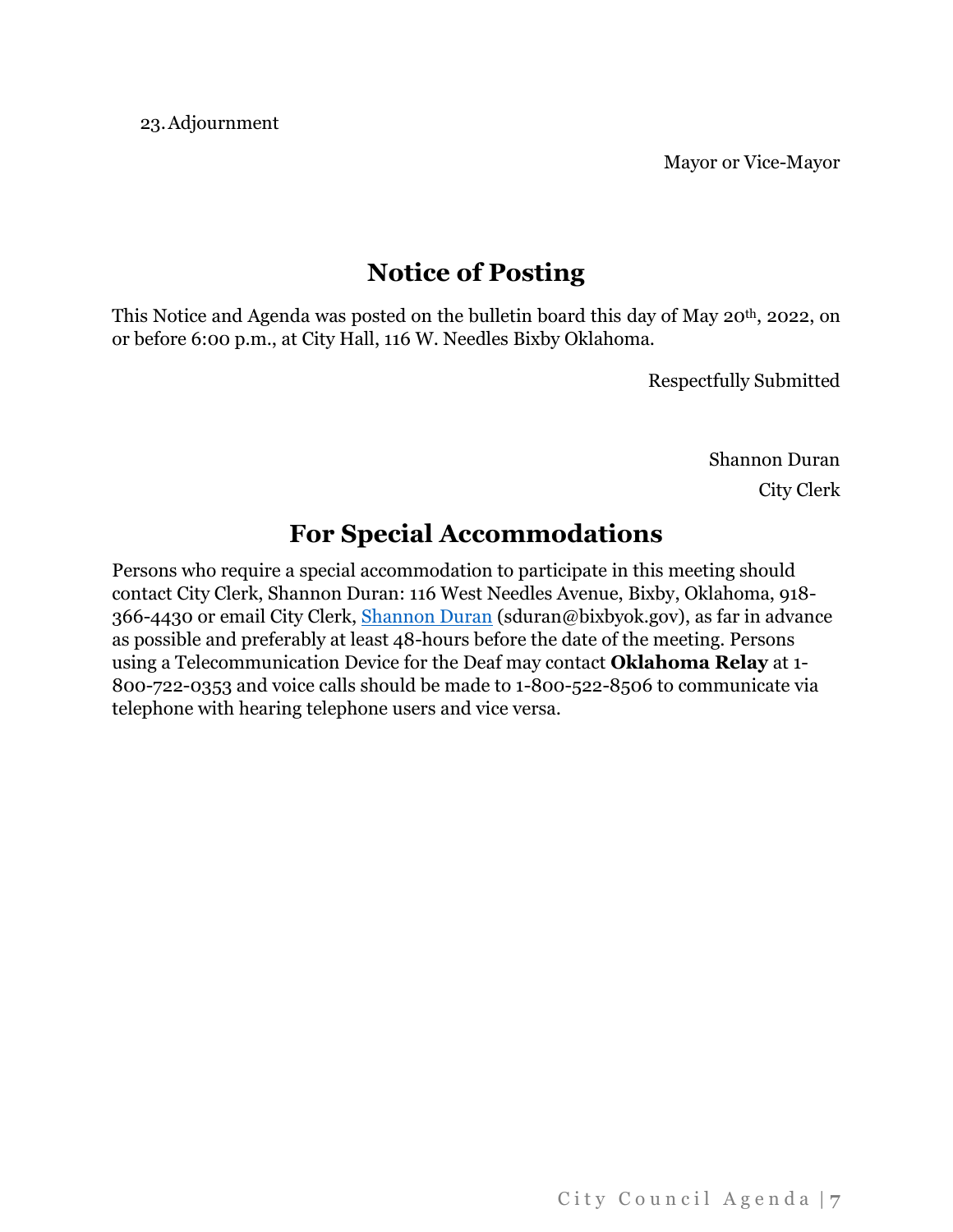23. Adjournment

Mayor or Vice-Mayor

## Notice of Posting

This Notice and Agenda was posted on the bulletin board this day of May 20th, 2022, on or before 6:00 p.m., at City Hall, 116 W. Needles Bixby Oklahoma.

Respectfully Submitted

Shannon Duran
City Clerk

## For Special Accommodations

Persons who require a special accommodation to participate in this meeting should contact City Clerk, Shannon Duran: 116 West Needles Avenue, Bixby, Oklahoma, 918-366-4430 or email City Clerk, Shannon Duran (sduran@bixbyok.gov), as far in advance as possible and preferably at least 48-hours before the date of the meeting. Persons using a Telecommunication Device for the Deaf may contact **Oklahoma Relay** at 1-800-722-0353 and voice calls should be made to 1-800-522-8506 to communicate via telephone with hearing telephone users and vice versa.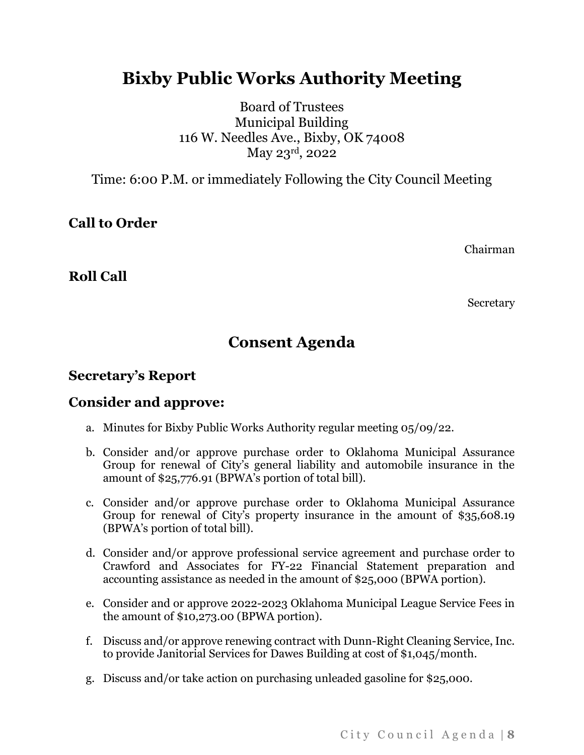# Bixby Public Works Authority Meeting

Board of Trustees
Municipal Building
116 W. Needles Ave., Bixby, OK 74008
May 23rd, 2022

Time: 6:00 P.M. or immediately Following the City Council Meeting

## Call to Order

Chairman

## Roll Call

Secretary

# Consent Agenda

## Secretary's Report

## Consider and approve:

a. Minutes for Bixby Public Works Authority regular meeting 05/09/22.

b. Consider and/or approve purchase order to Oklahoma Municipal Assurance Group for renewal of City's general liability and automobile insurance in the amount of $25,776.91 (BPWA's portion of total bill).

c. Consider and/or approve purchase order to Oklahoma Municipal Assurance Group for renewal of City's property insurance in the amount of $35,608.19 (BPWA's portion of total bill).

d. Consider and/or approve professional service agreement and purchase order to Crawford and Associates for FY-22 Financial Statement preparation and accounting assistance as needed in the amount of $25,000 (BPWA portion).

e. Consider and or approve 2022-2023 Oklahoma Municipal League Service Fees in the amount of $10,273.00 (BPWA portion).

f. Discuss and/or approve renewing contract with Dunn-Right Cleaning Service, Inc. to provide Janitorial Services for Dawes Building at cost of $1,045/month.

g. Discuss and/or take action on purchasing unleaded gasoline for $25,000.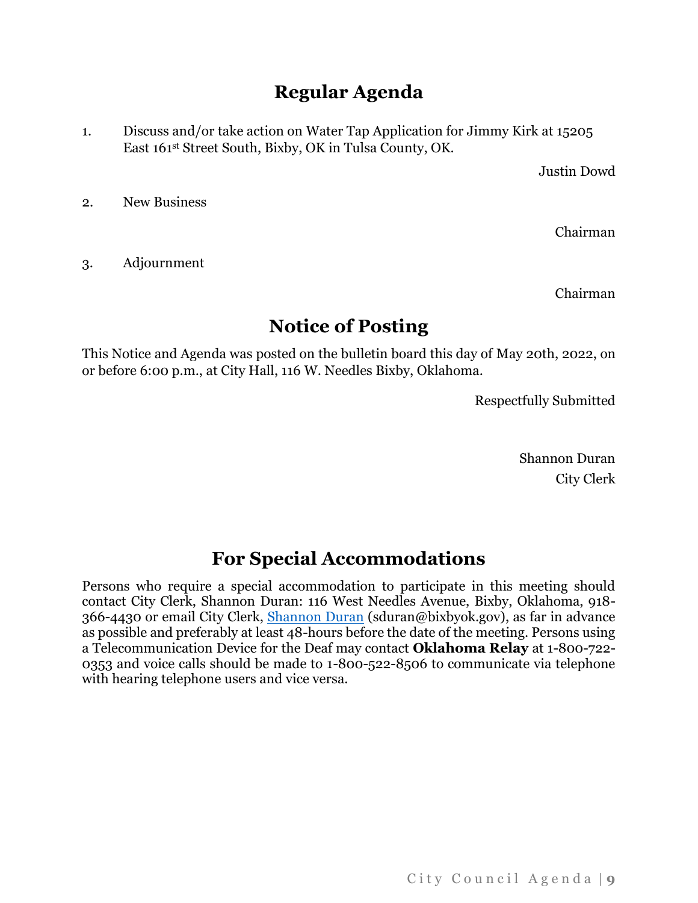## Regular Agenda

1. Discuss and/or take action on Water Tap Application for Jimmy Kirk at 15205 East 161st Street South, Bixby, OK in Tulsa County, OK.

   Justin Dowd

2. New Business

   Chairman

3. Adjournment

   Chairman

## Notice of Posting

This Notice and Agenda was posted on the bulletin board this day of May 20th, 2022, on or before 6:00 p.m., at City Hall, 116 W. Needles Bixby, Oklahoma.

Respectfully Submitted

Shannon Duran
City Clerk

## For Special Accommodations

Persons who require a special accommodation to participate in this meeting should contact City Clerk, Shannon Duran: 116 West Needles Avenue, Bixby, Oklahoma, 918-366-4430 or email City Clerk, Shannon Duran (sduran@bixbyok.gov), as far in advance as possible and preferably at least 48-hours before the date of the meeting. Persons using a Telecommunication Device for the Deaf may contact **Oklahoma Relay** at 1-800-722-0353 and voice calls should be made to 1-800-522-8506 to communicate via telephone with hearing telephone users and vice versa.